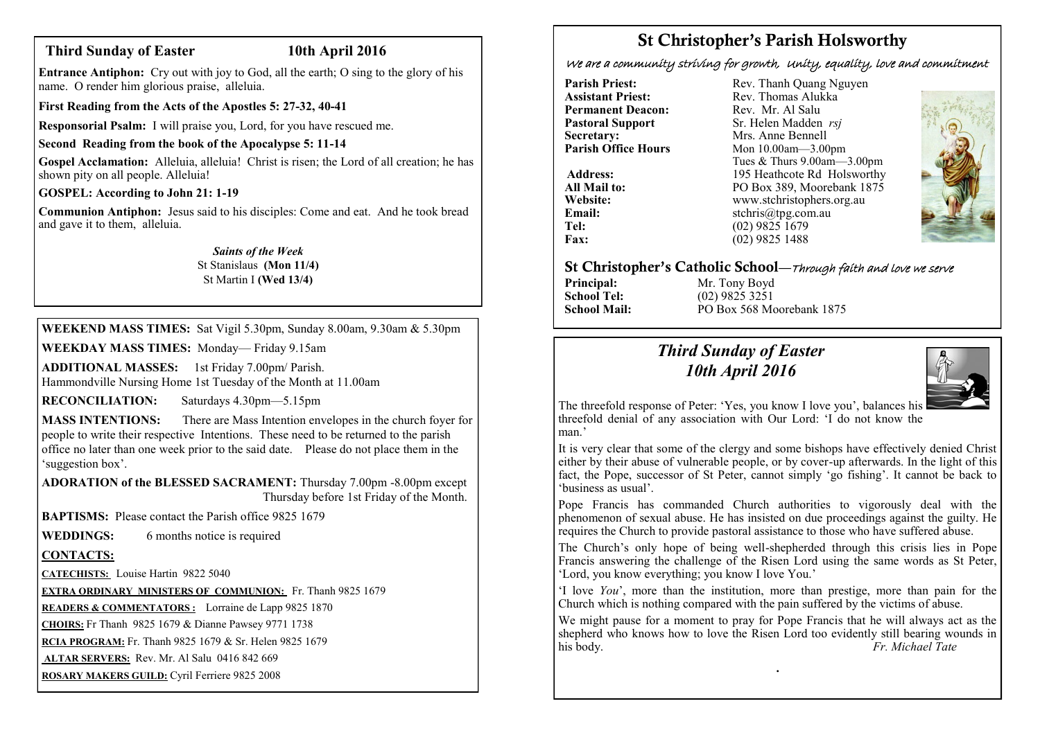## Third Sunday of Easter 10th April 2016

**Entrance Antiphon:** Cry out with joy to God, all the earth; O sing to the glory of his name. O render him glorious praise, alleluia.

**First Reading from the Acts of the Apostles 5: 27-32, 40-41**

**Responsorial Psalm:** I will praise you, Lord, for you have rescued me.

**Second Reading from the book of the Apocalypse 5: 11-14**

**Gospel Acclamation:** Alleluia, alleluia! Christ is risen; the Lord of all creation; he has shown pity on all people. Alleluia!

**GOSPEL: According to John 21: 1-19**

**Communion Antiphon:** Jesus said to his disciples: Come and eat. And he took bread and gave it to them, alleluia.

***Saints of the Week***

St Stanislaus **(Mon 11/4)**

St Martin I **(Wed 13/4)**

**WEEKEND MASS TIMES:** Sat Vigil 5.30pm, Sunday 8.00am, 9.30am & 5.30pm

**WEEKDAY MASS TIMES:** Monday— Friday 9.15am

**ADDITIONAL MASSES:** 1st Friday 7.00pm/ Parish.
Hammondville Nursing Home 1st Tuesday of the Month at 11.00am

**RECONCILIATION:** Saturdays 4.30pm—5.15pm

**MASS INTENTIONS:** There are Mass Intention envelopes in the church foyer for people to write their respective Intentions. These need to be returned to the parish office no later than one week prior to the said date. Please do not place them in the 'suggestion box'.

**ADORATION of the BLESSED SACRAMENT:** Thursday 7.00pm -8.00pm except Thursday before 1st Friday of the Month.

**BAPTISMS:** Please contact the Parish office 9825 1679

**WEDDINGS:** 6 months notice is required

**CONTACTS:**

**CATECHISTS:** Louise Hartin 9822 5040

**EXTRA ORDINARY MINISTERS OF COMMUNION:** Fr. Thanh 9825 1679

**READERS & COMMENTATORS :** Lorraine de Lapp 9825 1870

**CHOIRS:** Fr Thanh 9825 1679 & Dianne Pawsey 9771 1738

**RCIA PROGRAM:** Fr. Thanh 9825 1679 & Sr. Helen 9825 1679

**ALTAR SERVERS:** Rev. Mr. Al Salu 0416 842 669

**ROSARY MAKERS GUILD:** Cyril Ferriere 9825 2008

# St Christopher's Parish Holsworthy

*We are a community striving for growth, Unity, equality, love and commitment*

**Parish Priest:** Rev. Thanh Quang Nguyen
**Assistant Priest:** Rev. Thomas Alukka
**Permanent Deacon:** Rev. Mr. Al Salu
**Pastoral Support** Sr. Helen Madden *rsj*
**Secretary:** Mrs. Anne Bennell
**Parish Office Hours** Mon 10.00am—3.00pm
Tues & Thurs 9.00am—3.00pm
**Address:** 195 Heathcote Rd Holsworthy
**All Mail to:** PO Box 389, Moorebank 1875
**Website:** www.stchristophers.org.au
**Email:** stchris@tpg.com.au
**Tel:** (02) 9825 1679
**Fax:** (02) 9825 1488

## St Christopher's Catholic School—*Through faith and love we serve*

**Principal:** Mr. Tony Boyd
**School Tel:** (02) 9825 3251
**School Mail:** PO Box 568 Moorebank 1875

## *Third Sunday of Easter*
## *10th April 2016*

The threefold response of Peter: 'Yes, you know I love you', balances his threefold denial of any association with Our Lord: 'I do not know the man.'

It is very clear that some of the clergy and some bishops have effectively denied Christ either by their abuse of vulnerable people, or by cover-up afterwards. In the light of this fact, the Pope, successor of St Peter, cannot simply 'go fishing'. It cannot be back to 'business as usual'.

Pope Francis has commanded Church authorities to vigorously deal with the phenomenon of sexual abuse. He has insisted on due proceedings against the guilty. He requires the Church to provide pastoral assistance to those who have suffered abuse.

The Church's only hope of being well-shepherded through this crisis lies in Pope Francis answering the challenge of the Risen Lord using the same words as St Peter, 'Lord, you know everything; you know I love You.'

'I love *You*', more than the institution, more than prestige, more than pain for the Church which is nothing compared with the pain suffered by the victims of abuse.

We might pause for a moment to pray for Pope Francis that he will always act as the shepherd who knows how to love the Risen Lord too evidently still bearing wounds in his body. *Fr. Michael Tate*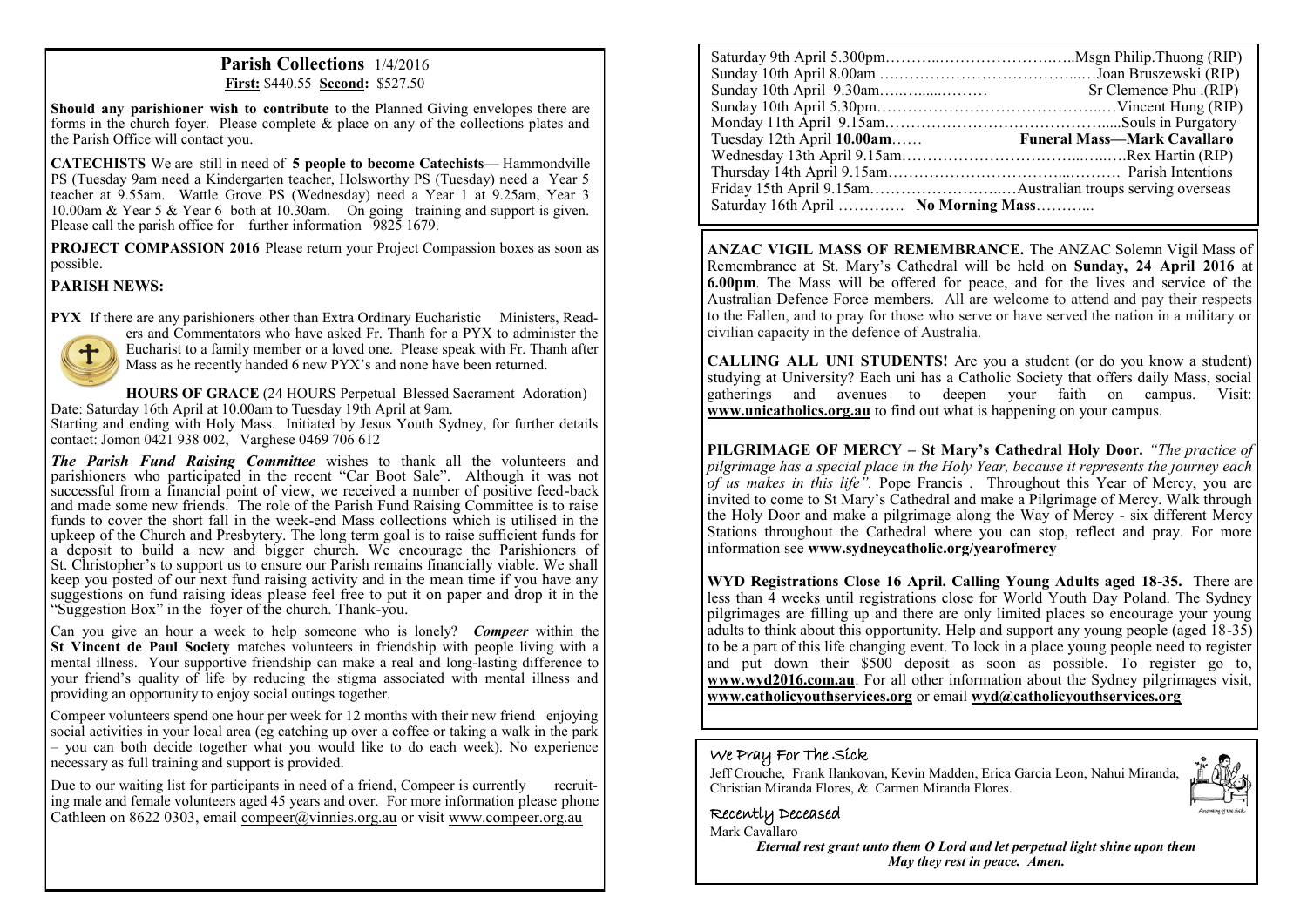## Parish Collections 1/4/2016

**First:** $440.55 **Second:** $527.50

**Should any parishioner wish to contribute** to the Planned Giving envelopes there are forms in the church foyer. Please complete & place on any of the collections plates and the Parish Office will contact you.

**CATECHISTS** We are still in need of **5 people to become Catechists**— Hammondville PS (Tuesday 9am need a Kindergarten teacher, Holsworthy PS (Tuesday) need a Year 5 teacher at 9.55am. Wattle Grove PS (Wednesday) need a Year 1 at 9.25am, Year 3 10.00am & Year 5 & Year 6 both at 10.30am. On going training and support is given. Please call the parish office for further information 9825 1679.

**PROJECT COMPASSION 2016** Please return your Project Compassion boxes as soon as possible.

**PARISH NEWS:**

**PYX** If there are any parishioners other than Extra Ordinary Eucharistic Ministers, Readers and Commentators who have asked Fr. Thanh for a PYX to administer the Eucharist to a family member or a loved one. Please speak with Fr. Thanh after Mass as he recently handed 6 new PYX's and none have been returned.

**HOURS OF GRACE** (24 HOURS Perpetual Blessed Sacrament Adoration) Date: Saturday 16th April at 10.00am to Tuesday 19th April at 9am. Starting and ending with Holy Mass. Initiated by Jesus Youth Sydney, for further details contact: Jomon 0421 938 002, Varghese 0469 706 612

***The Parish Fund Raising Committee*** wishes to thank all the volunteers and parishioners who participated in the recent "Car Boot Sale". Although it was not successful from a financial point of view, we received a number of positive feed-back and made some new friends. The role of the Parish Fund Raising Committee is to raise funds to cover the short fall in the week-end Mass collections which is utilised in the upkeep of the Church and Presbytery. The long term goal is to raise sufficient funds for a deposit to build a new and bigger church. We encourage the Parishioners of St. Christopher's to support us to ensure our Parish remains financially viable. We shall keep you posted of our next fund raising activity and in the mean time if you have any suggestions on fund raising ideas please feel free to put it on paper and drop it in the "Suggestion Box" in the foyer of the church. Thank-you.

Can you give an hour a week to help someone who is lonely? ***Compeer*** within the **St Vincent de Paul Society** matches volunteers in friendship with people living with a mental illness. Your supportive friendship can make a real and long-lasting difference to your friend's quality of life by reducing the stigma associated with mental illness and providing an opportunity to enjoy social outings together.

Compeer volunteers spend one hour per week for 12 months with their new friend enjoying social activities in your local area (eg catching up over a coffee or taking a walk in the park – you can both decide together what you would like to do each week). No experience necessary as full training and support is provided.

Due to our waiting list for participants in need of a friend, Compeer is currently recruiting male and female volunteers aged 45 years and over. For more information please phone Cathleen on 8622 0303, email compeer@vinnies.org.au or visit www.compeer.org.au

Saturday 9th April 5.300pm……………………………..Msgn Philip.Thuong (RIP)
Sunday 10th April 8.00am ……………………………………Joan Bruszewski (RIP)
Sunday 10th April 9.30am………………… Sr Clemence Phu .(RIP)
Sunday 10th April 5.30pm…………………………………………Vincent Hung (RIP)
Monday 11th April 9.15am……………………………………….....Souls in Purgatory
Tuesday 12th April **10.00am**…… **Funeral Mass—Mark Cavallaro**
Wednesday 13th April 9.15am…………………………………….Rex Hartin (RIP)
Thursday 14th April 9.15am……………………………………. Parish Intentions
Friday 15th April 9.15am………………………Australian troups serving overseas
Saturday 16th April …………. **No Morning Mass**………..

**ANZAC VIGIL MASS OF REMEMBRANCE.** The ANZAC Solemn Vigil Mass of Remembrance at St. Mary's Cathedral will be held on **Sunday, 24 April 2016** at **6.00pm**. The Mass will be offered for peace, and for the lives and service of the Australian Defence Force members. All are welcome to attend and pay their respects to the Fallen, and to pray for those who serve or have served the nation in a military or civilian capacity in the defence of Australia.

**CALLING ALL UNI STUDENTS!** Are you a student (or do you know a student) studying at University? Each uni has a Catholic Society that offers daily Mass, social gatherings and avenues to deepen your faith on campus. Visit: **www.unicatholics.org.au** to find out what is happening on your campus.

**PILGRIMAGE OF MERCY – St Mary's Cathedral Holy Door.** *"The practice of pilgrimage has a special place in the Holy Year, because it represents the journey each of us makes in this life".* Pope Francis . Throughout this Year of Mercy, you are invited to come to St Mary's Cathedral and make a Pilgrimage of Mercy. Walk through the Holy Door and make a pilgrimage along the Way of Mercy - six different Mercy Stations throughout the Cathedral where you can stop, reflect and pray. For more information see **www.sydneycatholic.org/yearofmercy**

**WYD Registrations Close 16 April. Calling Young Adults aged 18-35.** There are less than 4 weeks until registrations close for World Youth Day Poland. The Sydney pilgrimages are filling up and there are only limited places so encourage your young adults to think about this opportunity. Help and support any young people (aged 18-35) to be a part of this life changing event. To lock in a place young people need to register and put down their $500 deposit as soon as possible. To register go to, **www.wyd2016.com.au**. For all other information about the Sydney pilgrimages visit, **www.catholicyouthservices.org** or email **wyd@catholicyouthservices.org**

### We Pray For The Sick

Jeff Crouche, Frank Ilankovan, Kevin Madden, Erica Garcia Leon, Nahui Miranda, Christian Miranda Flores, & Carmen Miranda Flores.

### Recently Deceased

Mark Cavallaro

***Eternal rest grant unto them O Lord and let perpetual light shine upon them May they rest in peace. Amen.***